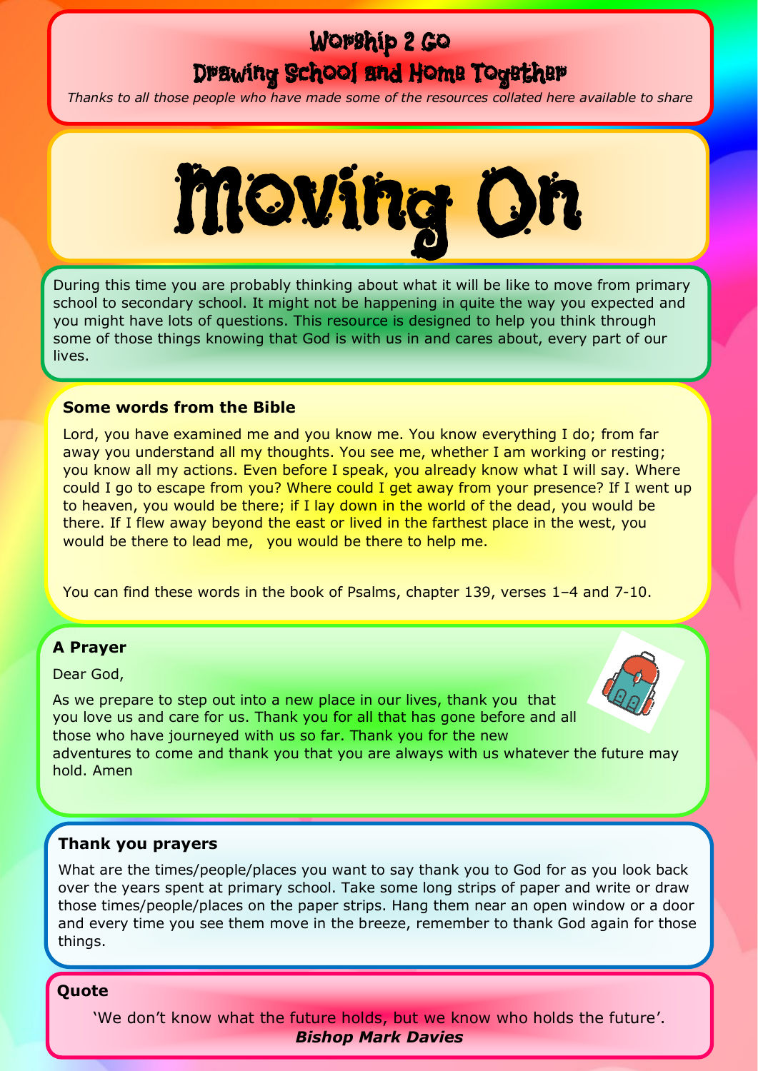# Worship 2 Go

## Drawing School and Home Together

*Thanks to all those people who have made some of the resources collated here available to share*

# Moving On

During this time you are probably thinking about what it will be like to move from primary school to secondary school. It might not be happening in quite the way you expected and you might have lots of questions. This resource is designed to help you think through some of those things knowing that God is with us in and cares about, every part of our lives.

### Some words from the Bible

Lord, you have examined me and you know me. You know everything I do; from far away you understand all my thoughts. You see me, whether I am working or resting; you know all my actions. Even before I speak, you already know what I will say. Where could I go to escape from you? Where could I get away from your presence? If I went up to heaven, you would be there; if I lay down in the world of the dead, you would be there. If I flew away beyond the east or lived in the farthest place in the west, you would be there to lead me, you would be there to help me.

You can find these words in the book of Psalms, chapter 139, verses 1–4 and 7-10.

### A Prayer

Dear God,

As we prepare to step out into a new place in our lives, thank you that you love us and care for us. Thank you for all that has gone before and all those who have journeyed with us so far. Thank you for the new adventures to come and thank you that you are always with us whatever the future may hold. Amen

### Thank you prayers

What are the times/people/places you want to say thank you to God for as you look back over the years spent at primary school. Take some long strips of paper and write or draw those times/people/places on the paper strips. Hang them near an open window or a door and every time you see them move in the breeze, remember to thank God again for those things.

### Quote

'We don't know what the future holds, but we know who holds the future'.
***Bishop Mark Davies***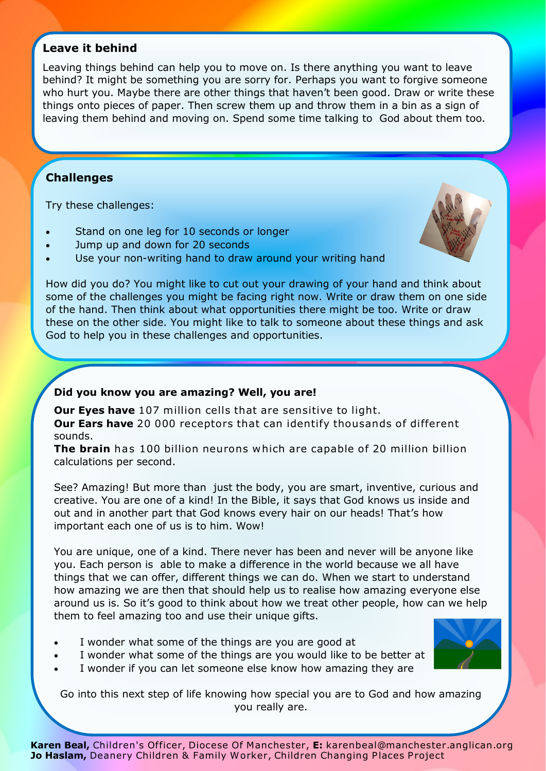## Leave it behind

Leaving things behind can help you to move on. Is there anything you want to leave behind? It might be something you are sorry for. Perhaps you want to forgive someone who hurt you. Maybe there are other things that haven't been good. Draw or write these things onto pieces of paper. Then screw them up and throw them in a bin as a sign of leaving them behind and moving on. Spend some time talking to God about them too.

## Challenges

Try these challenges:

- Stand on one leg for 10 seconds or longer
- Jump up and down for 20 seconds
- Use your non-writing hand to draw around your writing hand

How did you do? You might like to cut out your drawing of your hand and think about some of the challenges you might be facing right now. Write or draw them on one side of the hand. Then think about what opportunities there might be too. Write or draw these on the other side. You might like to talk to someone about these things and ask God to help you in these challenges and opportunities.

**Did you know you are amazing? Well, you are!**

**Our Eyes have** 107 million cells that are sensitive to light.
**Our Ears have** 20 000 receptors that can identify thousands of different sounds.
**The brain** has 100 billion neurons which are capable of 20 million billion calculations per second.

See? Amazing! But more than just the body, you are smart, inventive, curious and creative. You are one of a kind! In the Bible, it says that God knows us inside and out and in another part that God knows every hair on our heads! That's how important each one of us is to him. Wow!

You are unique, one of a kind. There never has been and never will be anyone like you. Each person is able to make a difference in the world because we all have things that we can offer, different things we can do. When we start to understand how amazing we are then that should help us to realise how amazing everyone else around us is. So it's good to think about how we treat other people, how can we help them to feel amazing too and use their unique gifts.

- I wonder what some of the things are you are good at
- I wonder what some of the things are you would like to be better at
- I wonder if you can let someone else know how amazing they are

Go into this next step of life knowing how special you are to God and how amazing you really are.

**Karen Beal,** Children's Officer, Diocese Of Manchester, **E:** karenbeal@manchester.anglican.org
**Jo Haslam,** Deanery Children & Family Worker, Children Changing Places Project